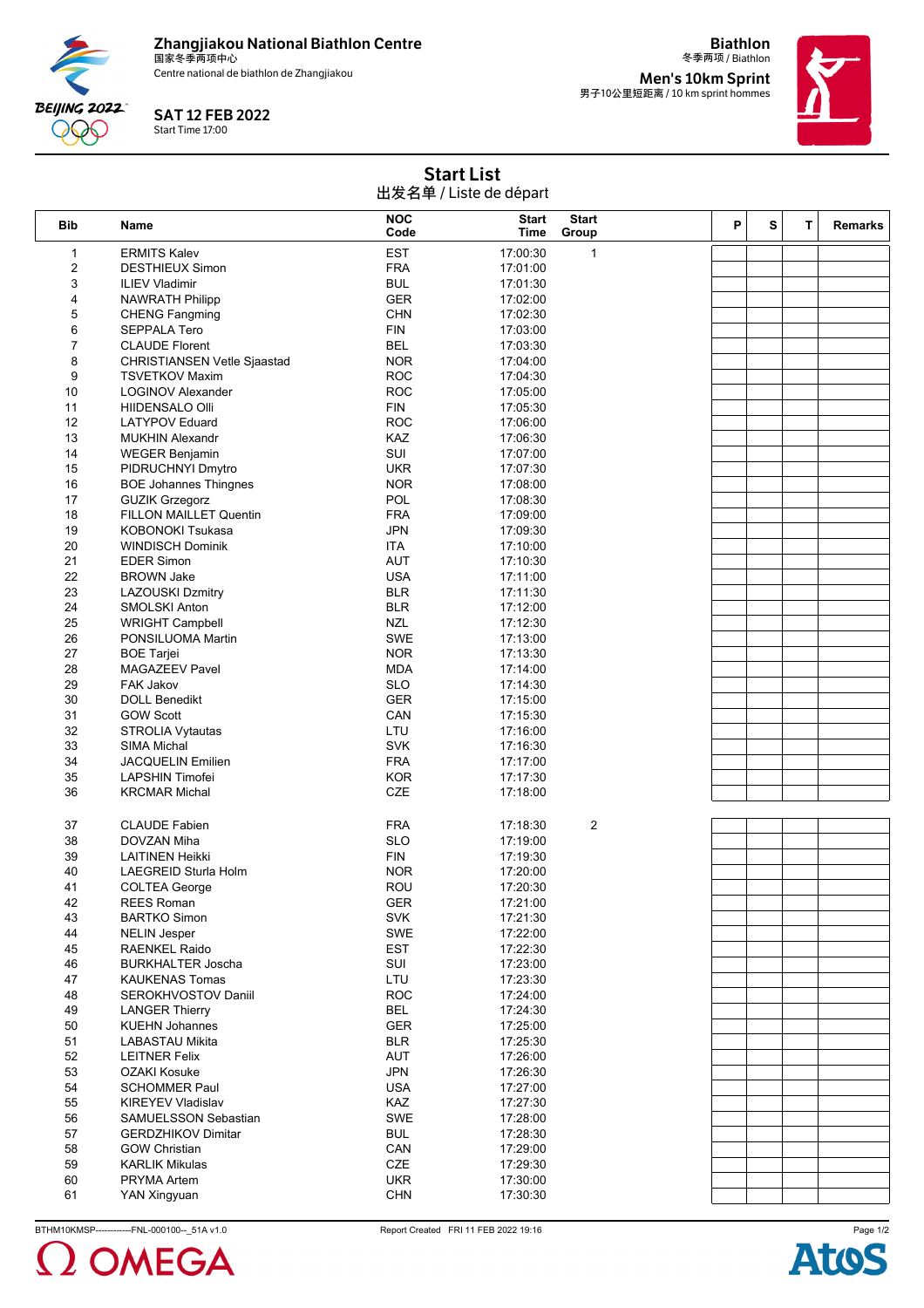**Zhangjiakou National Biathlon Centre**
国家冬季两项中心
Centre national de biathlon de Zhangjiakou

**SAT 12 FEB 2022**
Start Time 17:00

**Biathlon**
冬季两项 / Biathlon

**Men's 10km Sprint**
男子10公里短距离 / 10 km sprint hommes

# Start List
出发名单 / Liste de départ

| Bib | Name | NOC Code | Start Time | Start Group | P | S | T | Remarks |
|---|---|---|---|---|---|---|---|---|
| 1 | ERMITS Kalev | EST | 17:00:30 | 1 | | | | |
| 2 | DESTHIEUX Simon | FRA | 17:01:00 | | | | | |
| 3 | ILIEV Vladimir | BUL | 17:01:30 | | | | | |
| 4 | NAWRATH Philipp | GER | 17:02:00 | | | | | |
| 5 | CHENG Fangming | CHN | 17:02:30 | | | | | |
| 6 | SEPPALA Tero | FIN | 17:03:00 | | | | | |
| 7 | CLAUDE Florent | BEL | 17:03:30 | | | | | |
| 8 | CHRISTIANSEN Vetle Sjaastad | NOR | 17:04:00 | | | | | |
| 9 | TSVETKOV Maxim | ROC | 17:04:30 | | | | | |
| 10 | LOGINOV Alexander | ROC | 17:05:00 | | | | | |
| 11 | HIIDENSALO Olli | FIN | 17:05:30 | | | | | |
| 12 | LATYPOV Eduard | ROC | 17:06:00 | | | | | |
| 13 | MUKHIN Alexandr | KAZ | 17:06:30 | | | | | |
| 14 | WEGER Benjamin | SUI | 17:07:00 | | | | | |
| 15 | PIDRUCHNYI Dmytro | UKR | 17:07:30 | | | | | |
| 16 | BOE Johannes Thingnes | NOR | 17:08:00 | | | | | |
| 17 | GUZIK Grzegorz | POL | 17:08:30 | | | | | |
| 18 | FILLON MAILLET Quentin | FRA | 17:09:00 | | | | | |
| 19 | KOBONOKI Tsukasa | JPN | 17:09:30 | | | | | |
| 20 | WINDISCH Dominik | ITA | 17:10:00 | | | | | |
| 21 | EDER Simon | AUT | 17:10:30 | | | | | |
| 22 | BROWN Jake | USA | 17:11:00 | | | | | |
| 23 | LAZOUSKI Dzmitry | BLR | 17:11:30 | | | | | |
| 24 | SMOLSKI Anton | BLR | 17:12:00 | | | | | |
| 25 | WRIGHT Campbell | NZL | 17:12:30 | | | | | |
| 26 | PONSILUOMA Martin | SWE | 17:13:00 | | | | | |
| 27 | BOE Tarjei | NOR | 17:13:30 | | | | | |
| 28 | MAGAZEEV Pavel | MDA | 17:14:00 | | | | | |
| 29 | FAK Jakov | SLO | 17:14:30 | | | | | |
| 30 | DOLL Benedikt | GER | 17:15:00 | | | | | |
| 31 | GOW Scott | CAN | 17:15:30 | | | | | |
| 32 | STROLIA Vytautas | LTU | 17:16:00 | | | | | |
| 33 | SIMA Michal | SVK | 17:16:30 | | | | | |
| 34 | JACQUELIN Emilien | FRA | 17:17:00 | | | | | |
| 35 | LAPSHIN Timofei | KOR | 17:17:30 | | | | | |
| 36 | KRCMAR Michal | CZE | 17:18:00 | | | | | |
| 37 | CLAUDE Fabien | FRA | 17:18:30 | 2 | | | | |
| 38 | DOVZAN Miha | SLO | 17:19:00 | | | | | |
| 39 | LAITINEN Heikki | FIN | 17:19:30 | | | | | |
| 40 | LAEGREID Sturla Holm | NOR | 17:20:00 | | | | | |
| 41 | COLTEA George | ROU | 17:20:30 | | | | | |
| 42 | REES Roman | GER | 17:21:00 | | | | | |
| 43 | BARTKO Simon | SVK | 17:21:30 | | | | | |
| 44 | NELIN Jesper | SWE | 17:22:00 | | | | | |
| 45 | RAENKEL Raido | EST | 17:22:30 | | | | | |
| 46 | BURKHALTER Joscha | SUI | 17:23:00 | | | | | |
| 47 | KAUKENAS Tomas | LTU | 17:23:30 | | | | | |
| 48 | SEROKHVOSTOV Daniil | ROC | 17:24:00 | | | | | |
| 49 | LANGER Thierry | BEL | 17:24:30 | | | | | |
| 50 | KUEHN Johannes | GER | 17:25:00 | | | | | |
| 51 | LABASTAU Mikita | BLR | 17:25:30 | | | | | |
| 52 | LEITNER Felix | AUT | 17:26:00 | | | | | |
| 53 | OZAKI Kosuke | JPN | 17:26:30 | | | | | |
| 54 | SCHOMMER Paul | USA | 17:27:00 | | | | | |
| 55 | KIREYEV Vladislav | KAZ | 17:27:30 | | | | | |
| 56 | SAMUELSSON Sebastian | SWE | 17:28:00 | | | | | |
| 57 | GERDZHIKOV Dimitar | BUL | 17:28:30 | | | | | |
| 58 | GOW Christian | CAN | 17:29:00 | | | | | |
| 59 | KARLIK Mikulas | CZE | 17:29:30 | | | | | |
| 60 | PRYMA Artem | UKR | 17:30:00 | | | | | |
| 61 | YAN Xingyuan | CHN | 17:30:30 | | | | | |

BTHM10KMSP------------FNL-000100--_51A v1.0 Report Created FRI 11 FEB 2022 19:16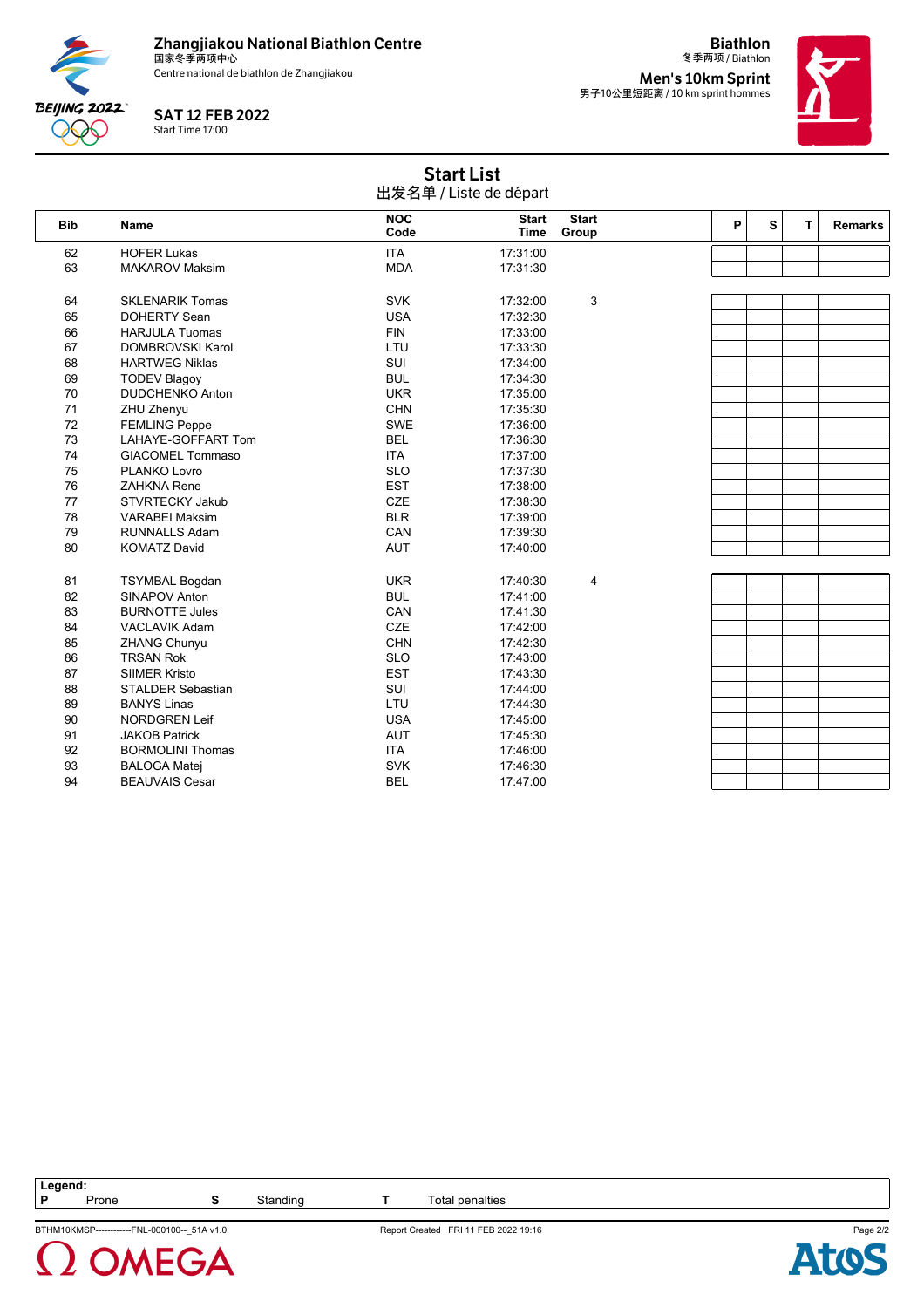Zhangjiakou National Biathlon Centre
国家冬季两项中心
Centre national de biathlon de Zhangjiakou

SAT 12 FEB 2022
Start Time 17:00

Biathlon
冬季两项 / Biathlon

Men's 10km Sprint
男子10公里短距离 / 10 km sprint hommes

# Start List
出发名单 / Liste de départ

| Bib | Name | NOC Code | Start Time | Start Group | P | S | T | Remarks |
|---|---|---|---|---|---|---|---|---|
| 62 | HOFER Lukas | ITA | 17:31:00 | | | | | |
| 63 | MAKAROV Maksim | MDA | 17:31:30 | | | | | |
| 64 | SKLENARIK Tomas | SVK | 17:32:00 | 3 | | | | |
| 65 | DOHERTY Sean | USA | 17:32:30 | | | | | |
| 66 | HARJULA Tuomas | FIN | 17:33:00 | | | | | |
| 67 | DOMBROVSKI Karol | LTU | 17:33:30 | | | | | |
| 68 | HARTWEG Niklas | SUI | 17:34:00 | | | | | |
| 69 | TODEV Blagoy | BUL | 17:34:30 | | | | | |
| 70 | DUDCHENKO Anton | UKR | 17:35:00 | | | | | |
| 71 | ZHU Zhenyu | CHN | 17:35:30 | | | | | |
| 72 | FEMLING Peppe | SWE | 17:36:00 | | | | | |
| 73 | LAHAYE-GOFFART Tom | BEL | 17:36:30 | | | | | |
| 74 | GIACOMEL Tommaso | ITA | 17:37:00 | | | | | |
| 75 | PLANKO Lovro | SLO | 17:37:30 | | | | | |
| 76 | ZAHKNA Rene | EST | 17:38:00 | | | | | |
| 77 | STVRTECKY Jakub | CZE | 17:38:30 | | | | | |
| 78 | VARABEI Maksim | BLR | 17:39:00 | | | | | |
| 79 | RUNNALLS Adam | CAN | 17:39:30 | | | | | |
| 80 | KOMATZ David | AUT | 17:40:00 | | | | | |
| 81 | TSYMBAL Bogdan | UKR | 17:40:30 | 4 | | | | |
| 82 | SINAPOV Anton | BUL | 17:41:00 | | | | | |
| 83 | BURNOTTE Jules | CAN | 17:41:30 | | | | | |
| 84 | VACLAVIK Adam | CZE | 17:42:00 | | | | | |
| 85 | ZHANG Chunyu | CHN | 17:42:30 | | | | | |
| 86 | TRSAN Rok | SLO | 17:43:00 | | | | | |
| 87 | SIIMER Kristo | EST | 17:43:30 | | | | | |
| 88 | STALDER Sebastian | SUI | 17:44:00 | | | | | |
| 89 | BANYS Linas | LTU | 17:44:30 | | | | | |
| 90 | NORDGREN Leif | USA | 17:45:00 | | | | | |
| 91 | JAKOB Patrick | AUT | 17:45:30 | | | | | |
| 92 | BORMOLINI Thomas | ITA | 17:46:00 | | | | | |
| 93 | BALOGA Matej | SVK | 17:46:30 | | | | | |
| 94 | BEAUVAIS Cesar | BEL | 17:47:00 | | | | | |

**Legend:**
**P** Prone **S** Standing **T** Total penalties

BTHM10KMSP------------FNL-000100--_51A v1.0 Report Created FRI 11 FEB 2022 19:16